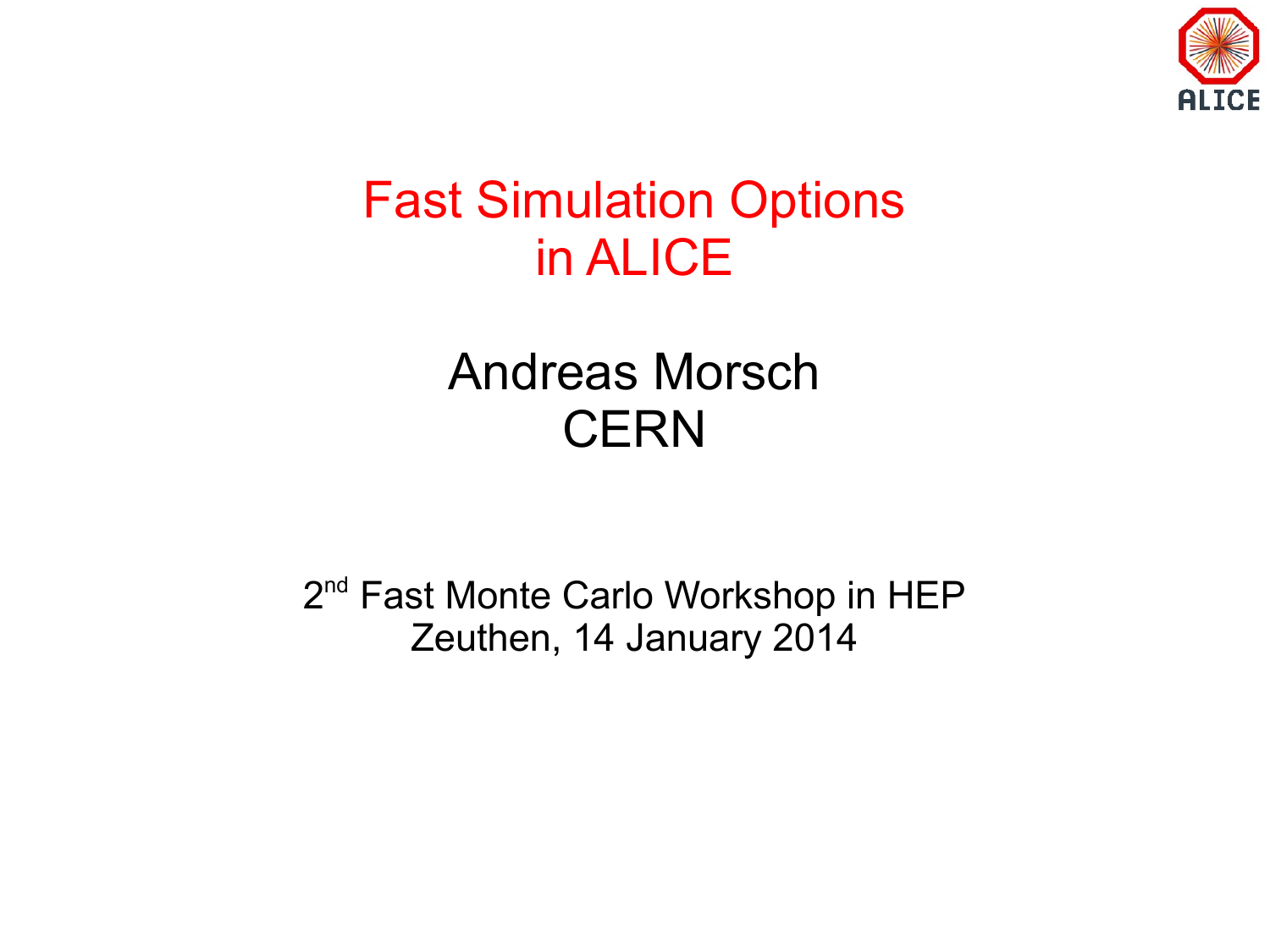# Fast Simulation Options in ALICE

Andreas Morsch
CERN

2nd Fast Monte Carlo Workshop in HEP
Zeuthen, 14 January 2014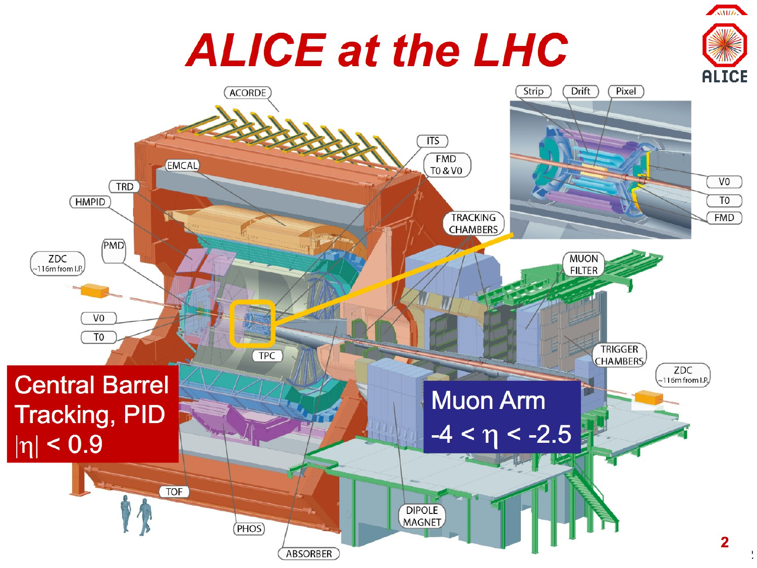# ALICE at the LHC

Central Barrel
Tracking, PID
$|\eta| < 0.9$

Muon Arm
$-4 < \eta < -2.5$

ACORDE, EMCAL, TRD, HMPID, PMD, ZDC ~116m from I.P., V0, T0, TPC, TOF, PHOS, ABSORBER, ITS, FMD T0 & V0, TRACKING CHAMBERS, MUON FILTER, TRIGGER CHAMBERS, ZDC ~116m from I.P., DIPOLE MAGNET, Strip, Drift, Pixel, V0, T0, FMD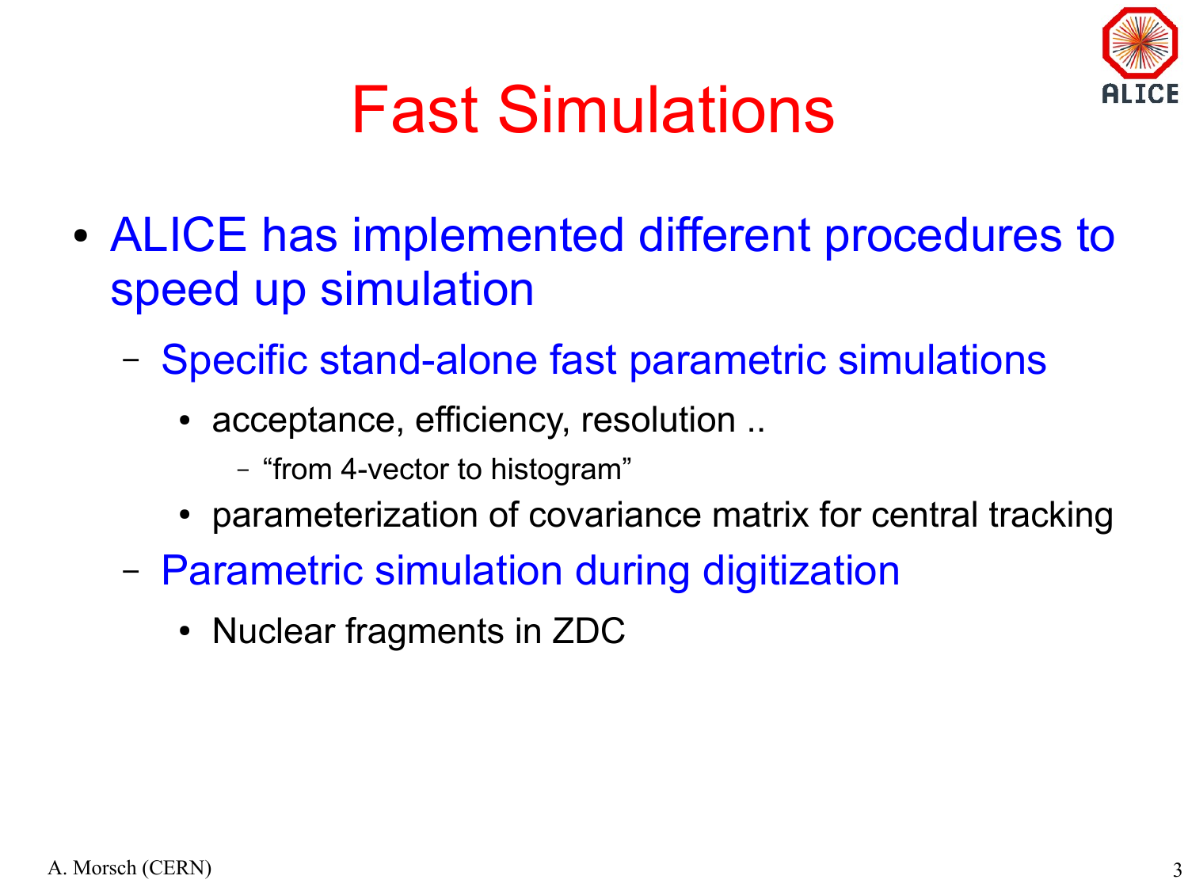# Fast Simulations

- ALICE has implemented different procedures to speed up simulation
  - Specific stand-alone fast parametric simulations
    - acceptance, efficiency, resolution ..
      - "from 4-vector to histogram"
    - parameterization of covariance matrix for central tracking
  - Parametric simulation during digitization
    - Nuclear fragments in ZDC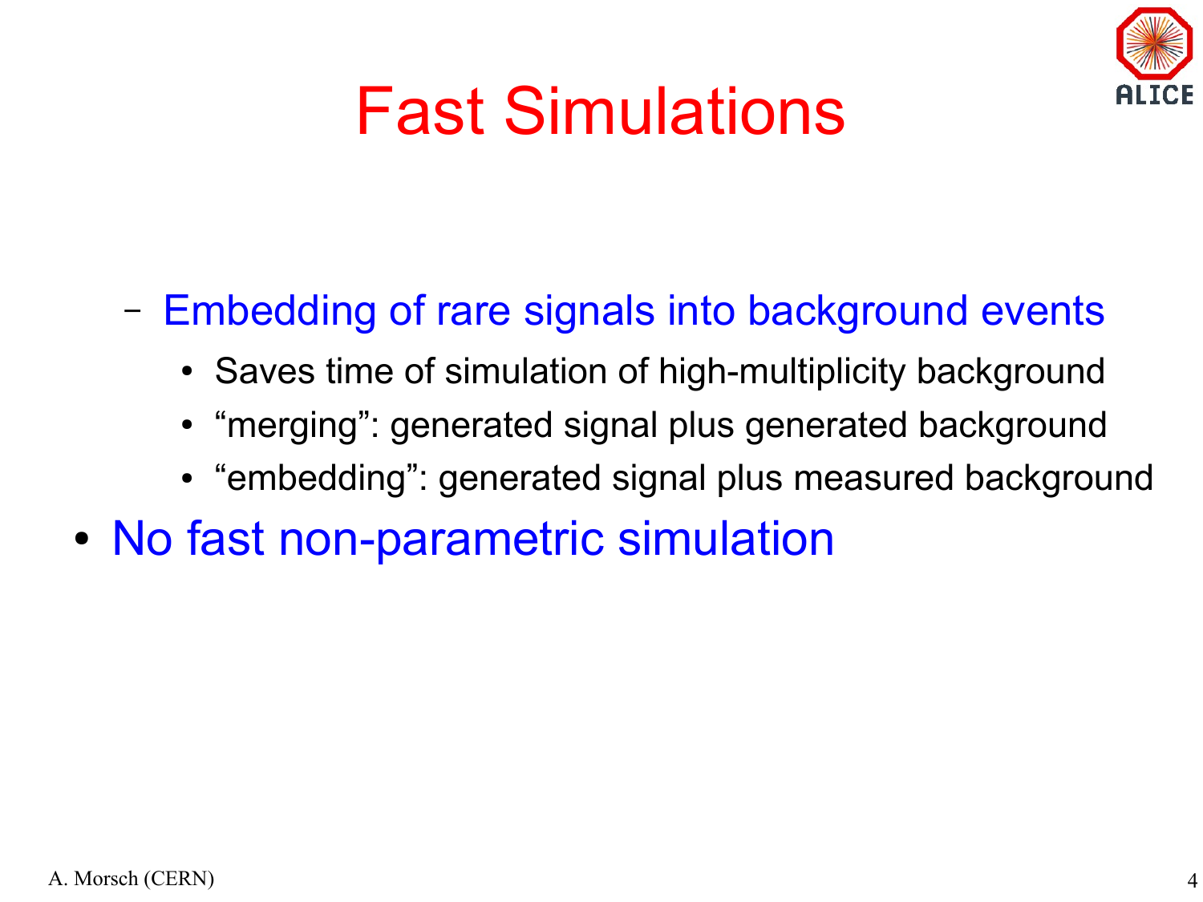# Fast Simulations

- Embedding of rare signals into background events
    - Saves time of simulation of high-multiplicity background
    - “merging”: generated signal plus generated background
    - “embedding”: generated signal plus measured background

- No fast non-parametric simulation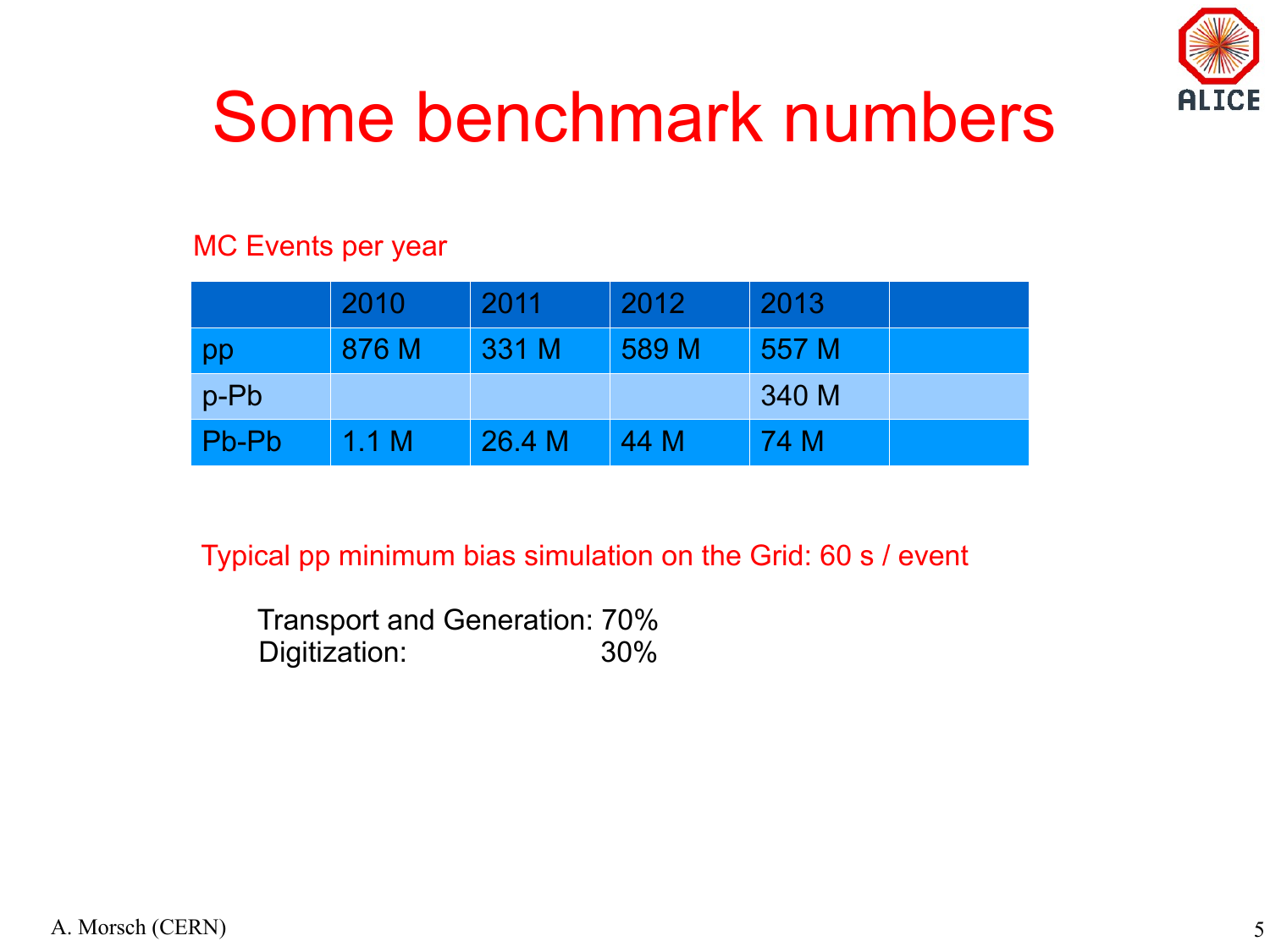# Some benchmark numbers

MC Events per year

| | 2010 | 2011 | 2012 | 2013 | |
|---|---|---|---|---|---|
| pp | 876 M | 331 M | 589 M | 557 M | |
| p-Pb | | | | 340 M | |
| Pb-Pb | 1.1 M | 26.4 M | 44 M | 74 M | |

Typical pp minimum bias simulation on the Grid: 60 s / event

Transport and Generation: 70%
Digitization: 30%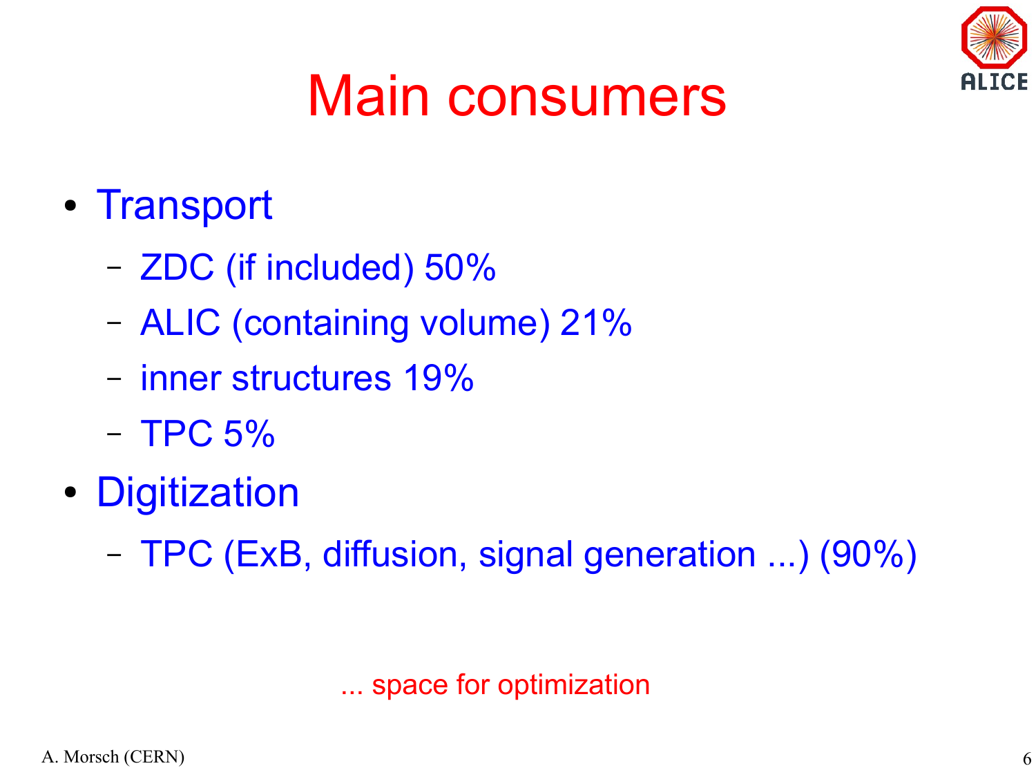# Main consumers

- Transport
  - ZDC (if included) 50%
  - ALIC (containing volume) 21%
  - inner structures 19%
  - TPC 5%
- Digitization
  - TPC (ExB, diffusion, signal generation ...) (90%)

... space for optimization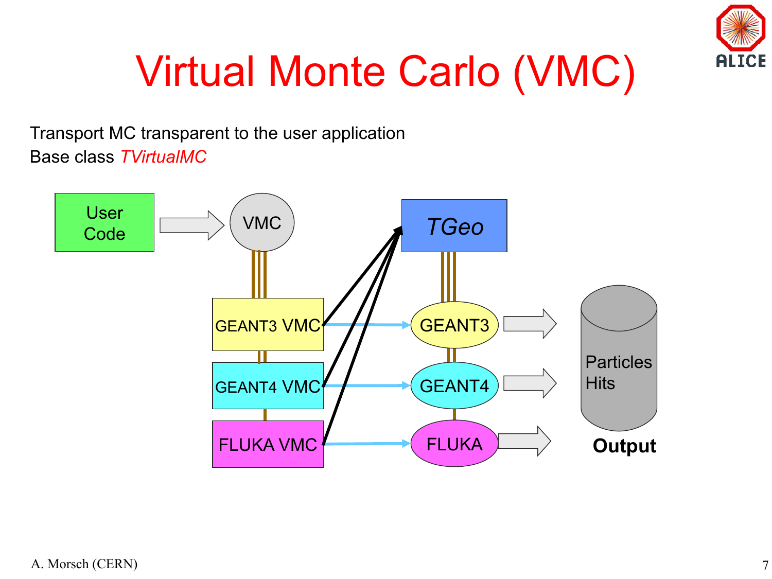# Virtual Monte Carlo (VMC)

Transport MC transparent to the user application

Base class *TVirtualMC*

User Code

VMC

*TGeo*

GEANT3 VMC

GEANT4 VMC

FLUKA VMC

GEANT3

GEANT4

FLUKA

Particles
Hits

**Output**

A. Morsch (CERN)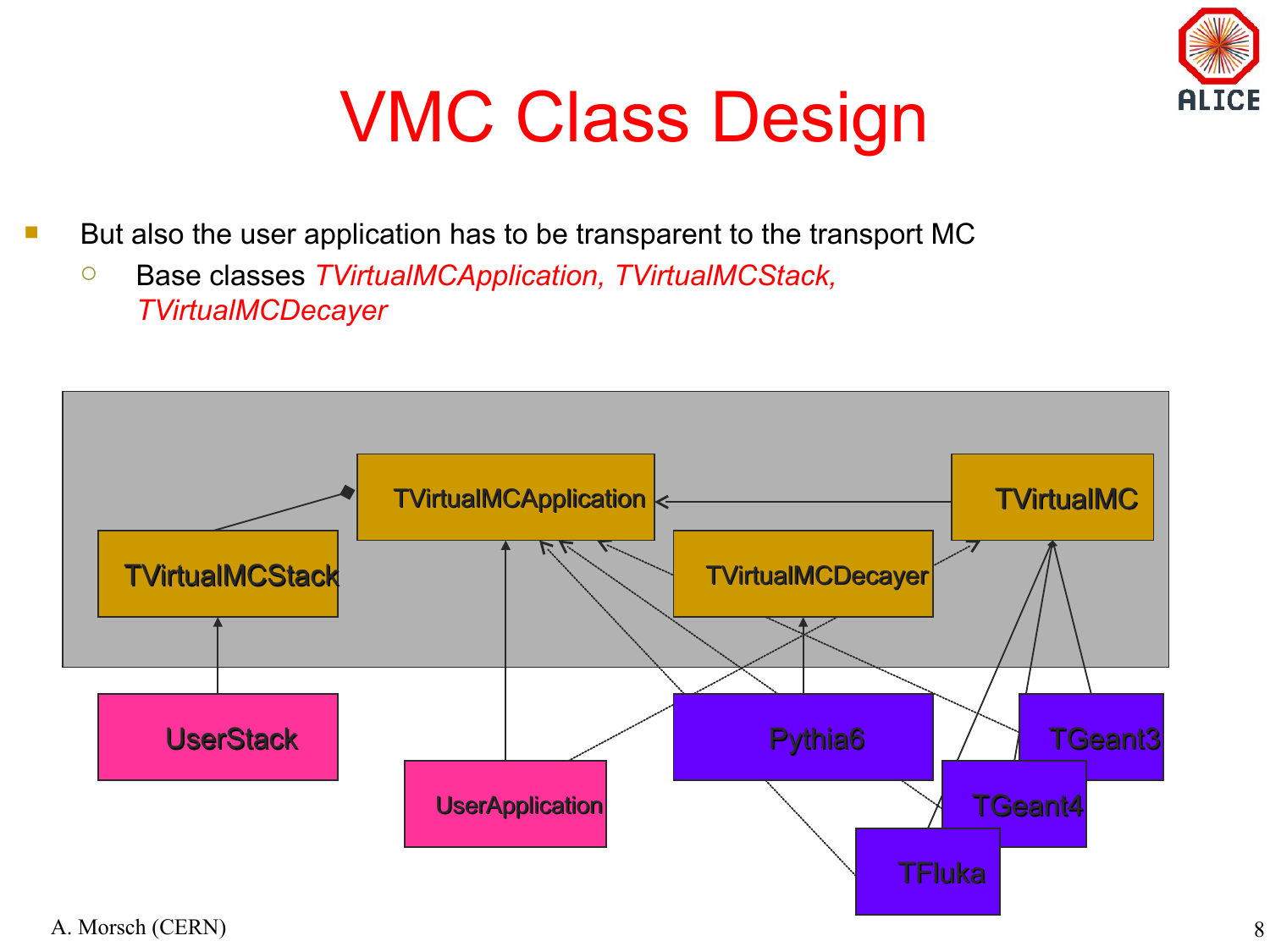# VMC Class Design

- But also the user application has to be transparent to the transport MC
  - Base classes *TVirtualMCApplication, TVirtualMCStack, TVirtualMCDecayer*

TVirtualMCApplication

TVirtualMC

TVirtualMCStack

TVirtualMCDecayer

UserStack

UserApplication

Pythia6

TGeant3

TGeant4

TFluka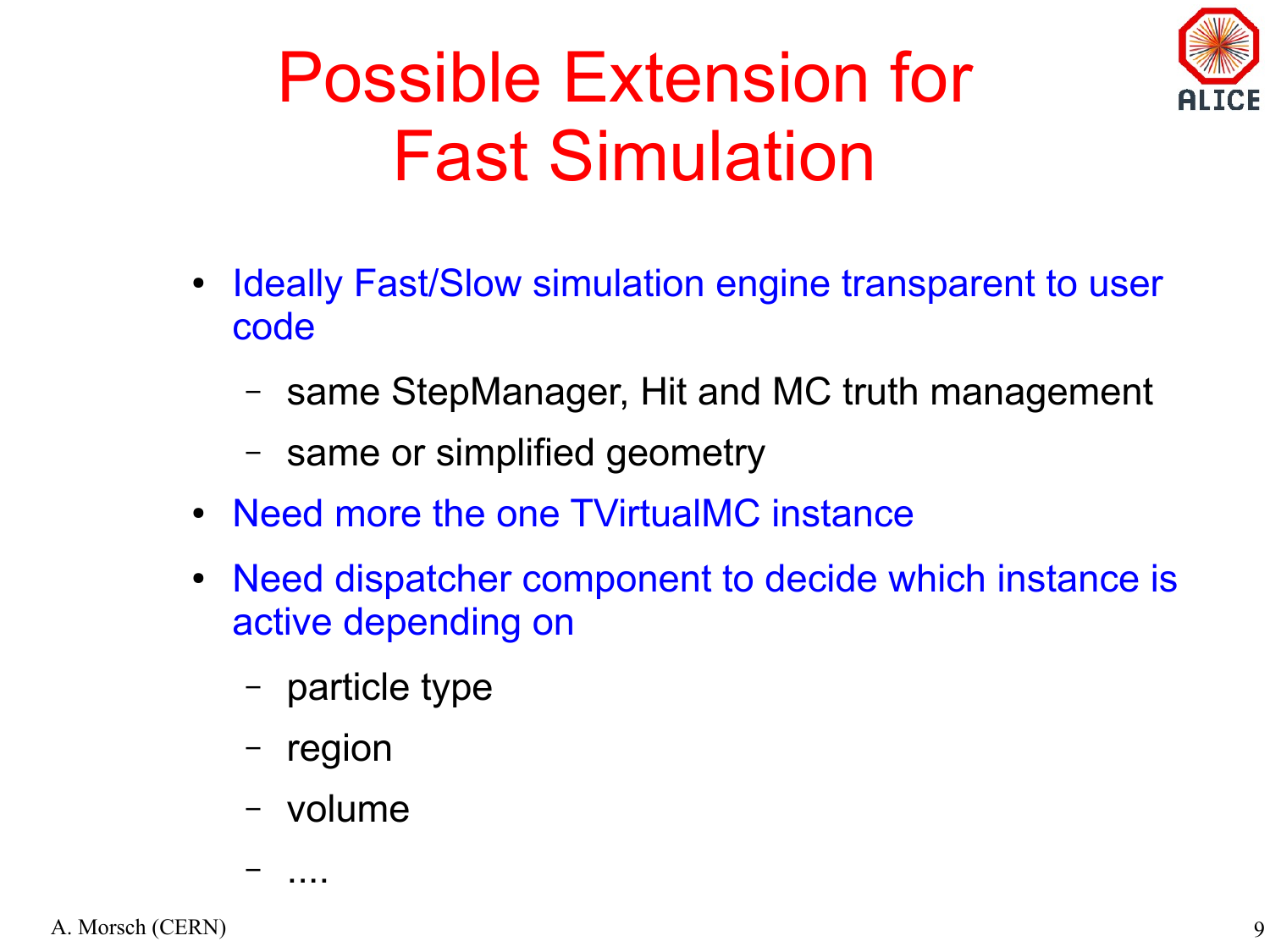# Possible Extension for Fast Simulation

- Ideally Fast/Slow simulation engine transparent to user code
  - same StepManager, Hit and MC truth management
  - same or simplified geometry
- Need more the one TVirtualMC instance
- Need dispatcher component to decide which instance is active depending on
  - particle type
  - region
  - volume
  - ....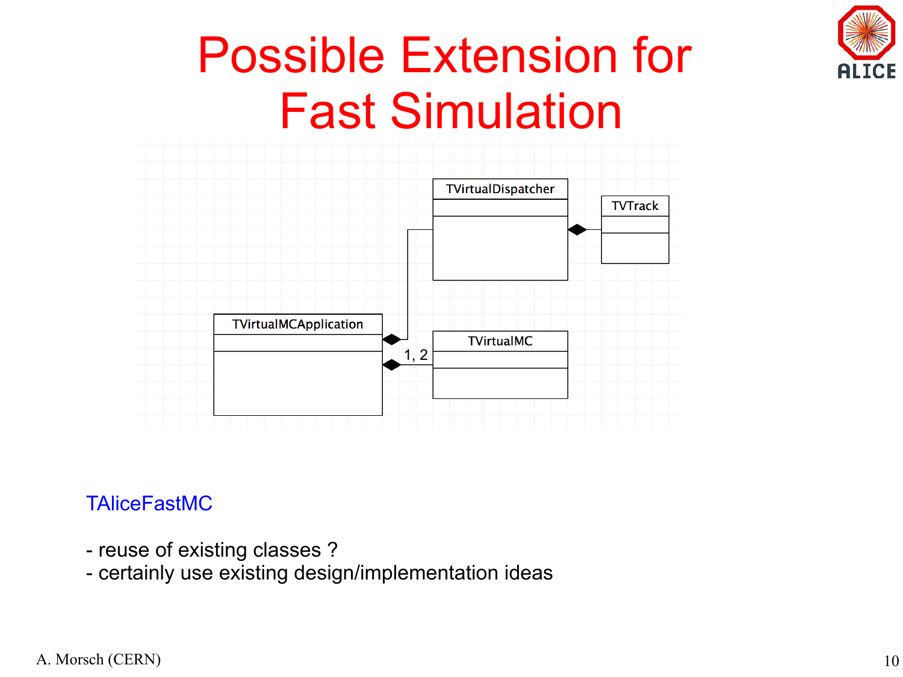# Possible Extension for Fast Simulation

TVirtualDispatcher

TVTrack

TVirtualMCApplication

TVirtualMC

1, 2

TAliceFastMC

- reuse of existing classes ?
- certainly use existing design/implementation ideas

A. Morsch (CERN)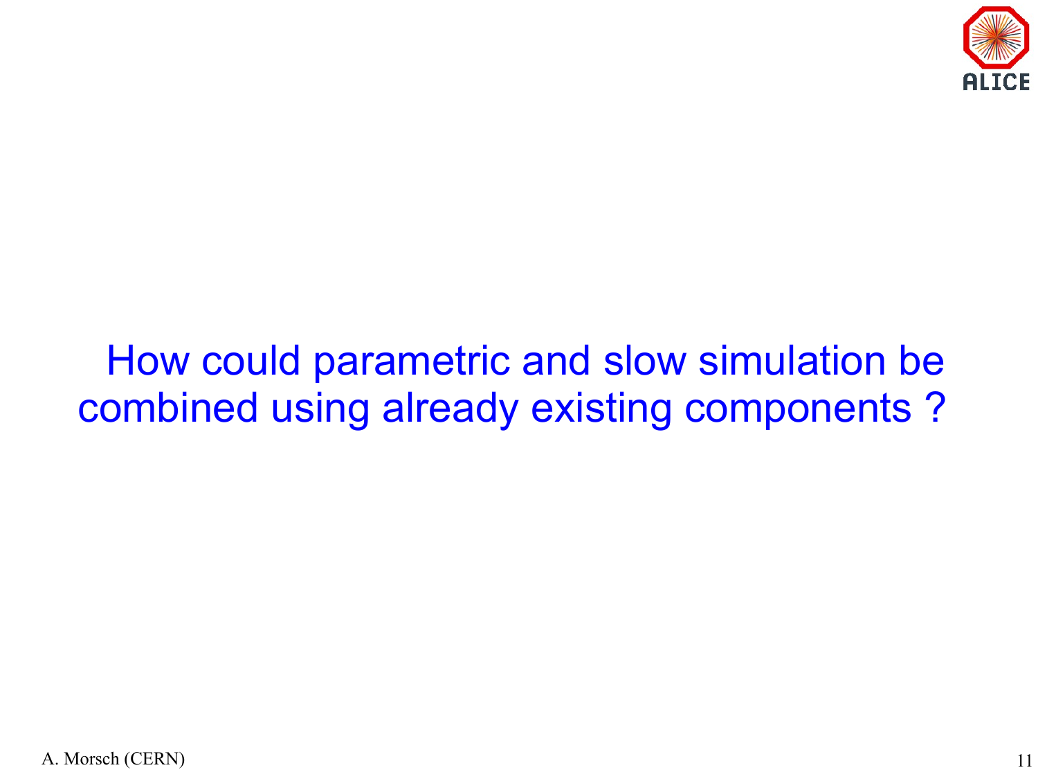How could parametric and slow simulation be combined using already existing components ?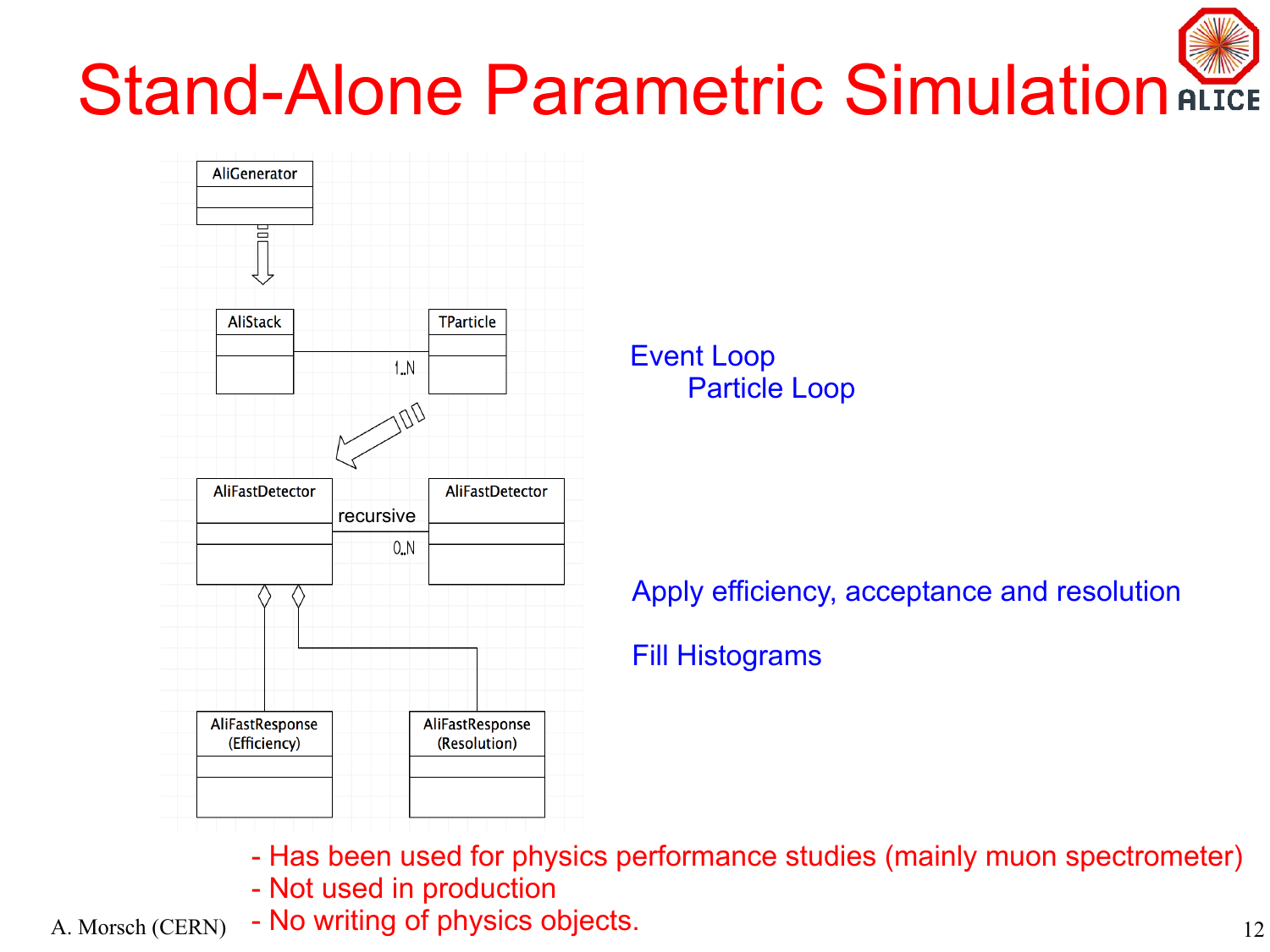# Stand-Alone Parametric Simulation

AliGenerator

AliStack — 1..N — TParticle

AliFastDetector — recursive 0..N — AliFastDetector

AliFastResponse (Efficiency)

AliFastResponse (Resolution)

Event Loop

Particle Loop

Apply efficiency, acceptance and resolution

Fill Histograms

- Has been used for physics performance studies (mainly muon spectrometer)
- Not used in production
- No writing of physics objects.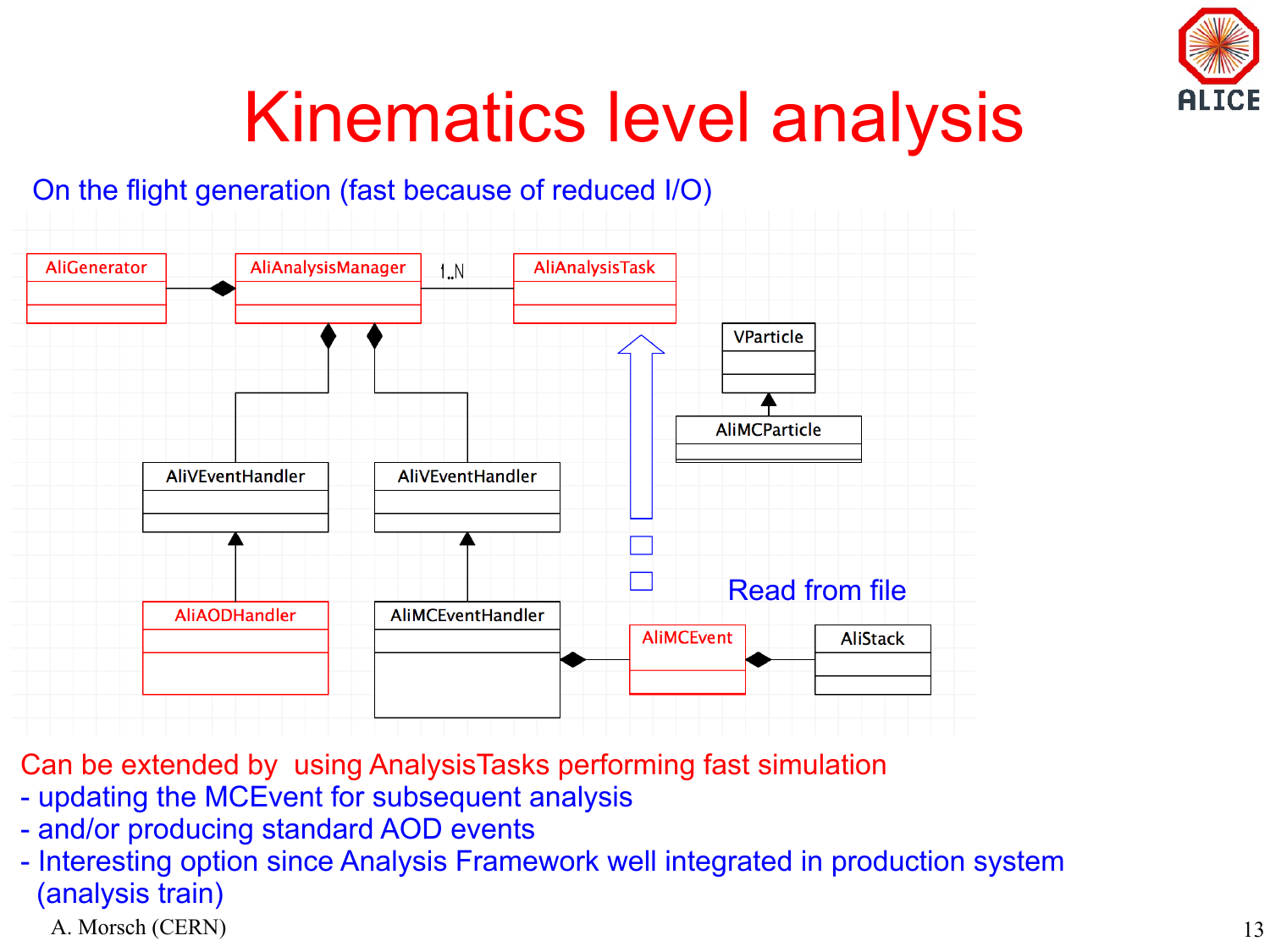# Kinematics level analysis

On the flight generation (fast because of reduced I/O)

AliGenerator — AliAnalysisManager — 1..N — AliAnalysisTask

AliVEventHandler — AliVEventHandler

AliAODHandler — AliMCEventHandler — AliMCEvent — AliStack

VParticle — AliMCParticle

Read from file

Can be extended by using AnalysisTasks performing fast simulation

- updating the MCEvent for subsequent analysis
- and/or producing standard AOD events
- Interesting option since Analysis Framework well integrated in production system (analysis train)

A. Morsch (CERN)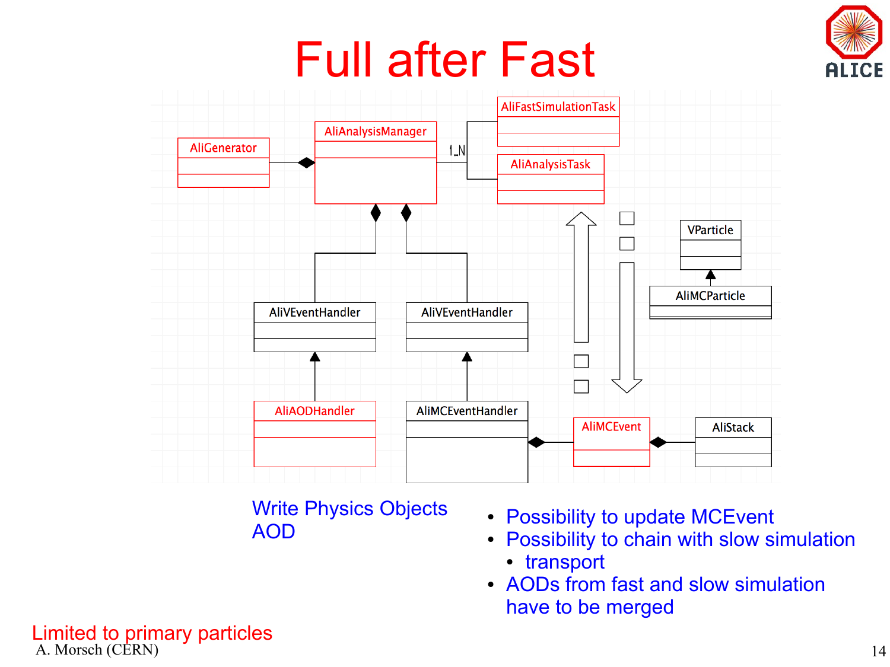# Full after Fast

AliGenerator

AliAnalysisManager

1..N

AliFastSimulationTask

AliAnalysisTask

AliVEventHandler

AliVEventHandler

VParticle

AliMCParticle

AliAODHandler

AliMCEventHandler

AliMCEvent

AliStack

Write Physics Objects
AOD

- Possibility to update MCEvent
- Possibility to chain with slow simulation
  - transport
- AODs from fast and slow simulation have to be merged

Limited to primary particles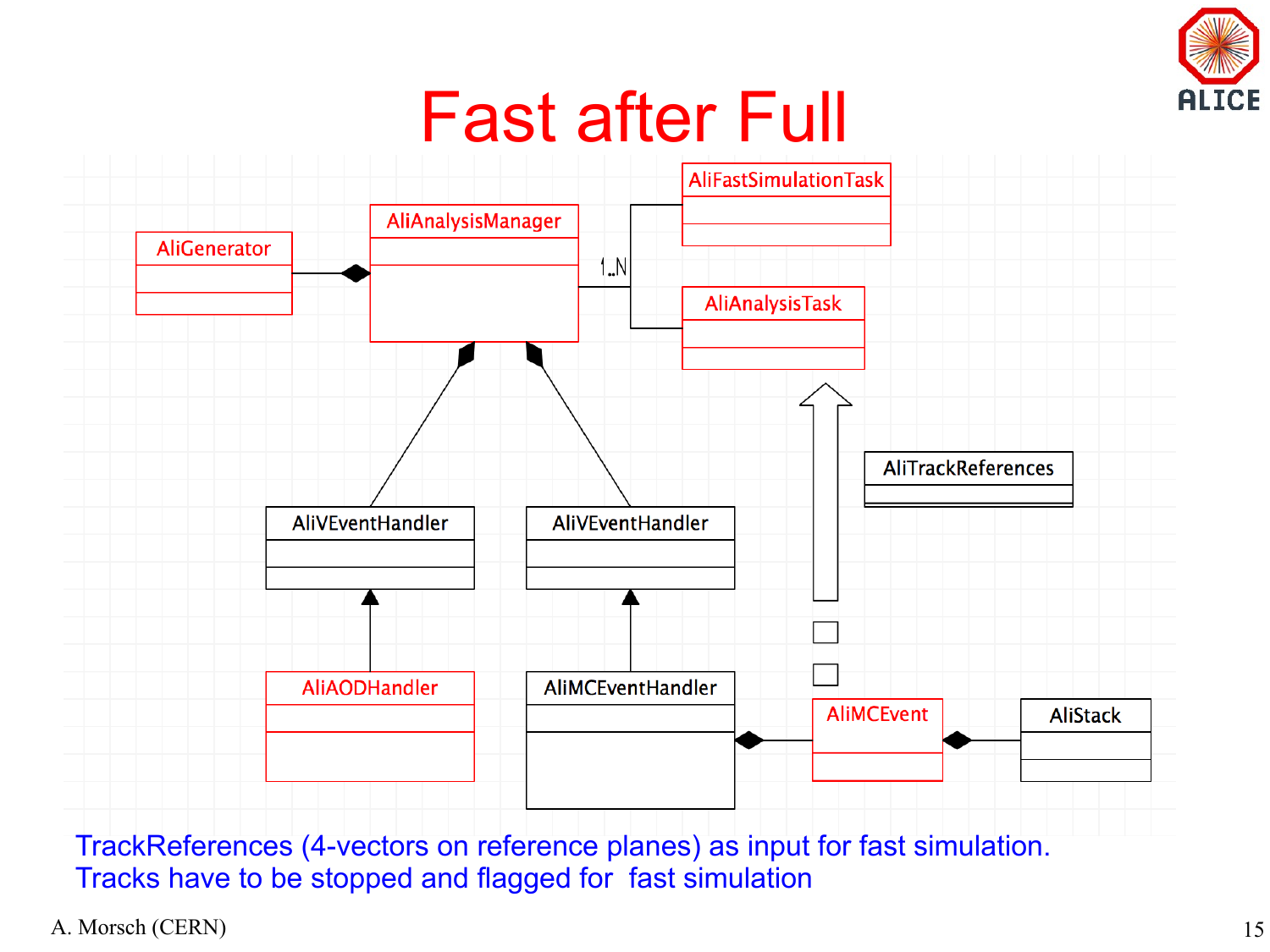# Fast after Full

AliGenerator

AliAnalysisManager

1..N

AliFastSimulationTask

AliAnalysisTask

AliTrackReferences

AliVEventHandler

AliVEventHandler

AliAODHandler

AliMCEventHandler

AliMCEvent

AliStack

TrackReferences (4-vectors on reference planes) as input for fast simulation.
Tracks have to be stopped and flagged for fast simulation

A. Morsch (CERN)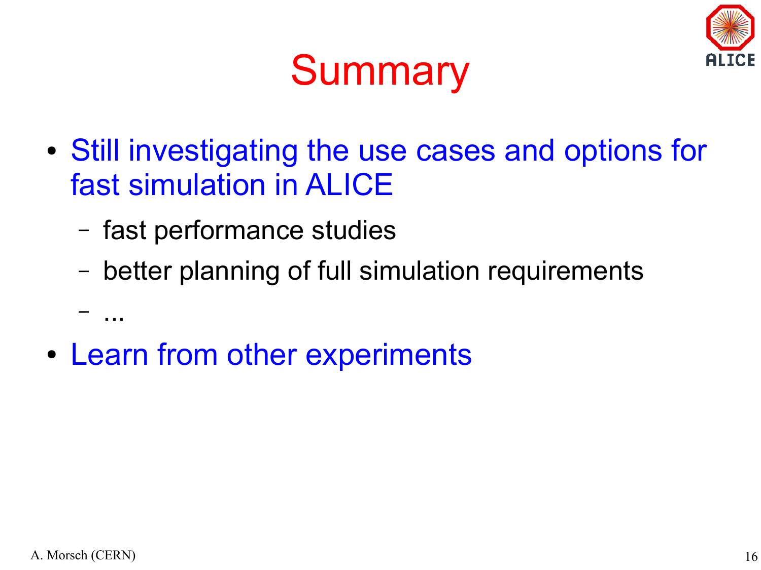# Summary

- Still investigating the use cases and options for fast simulation in ALICE
  - fast performance studies
  - better planning of full simulation requirements
  - ...
- Learn from other experiments